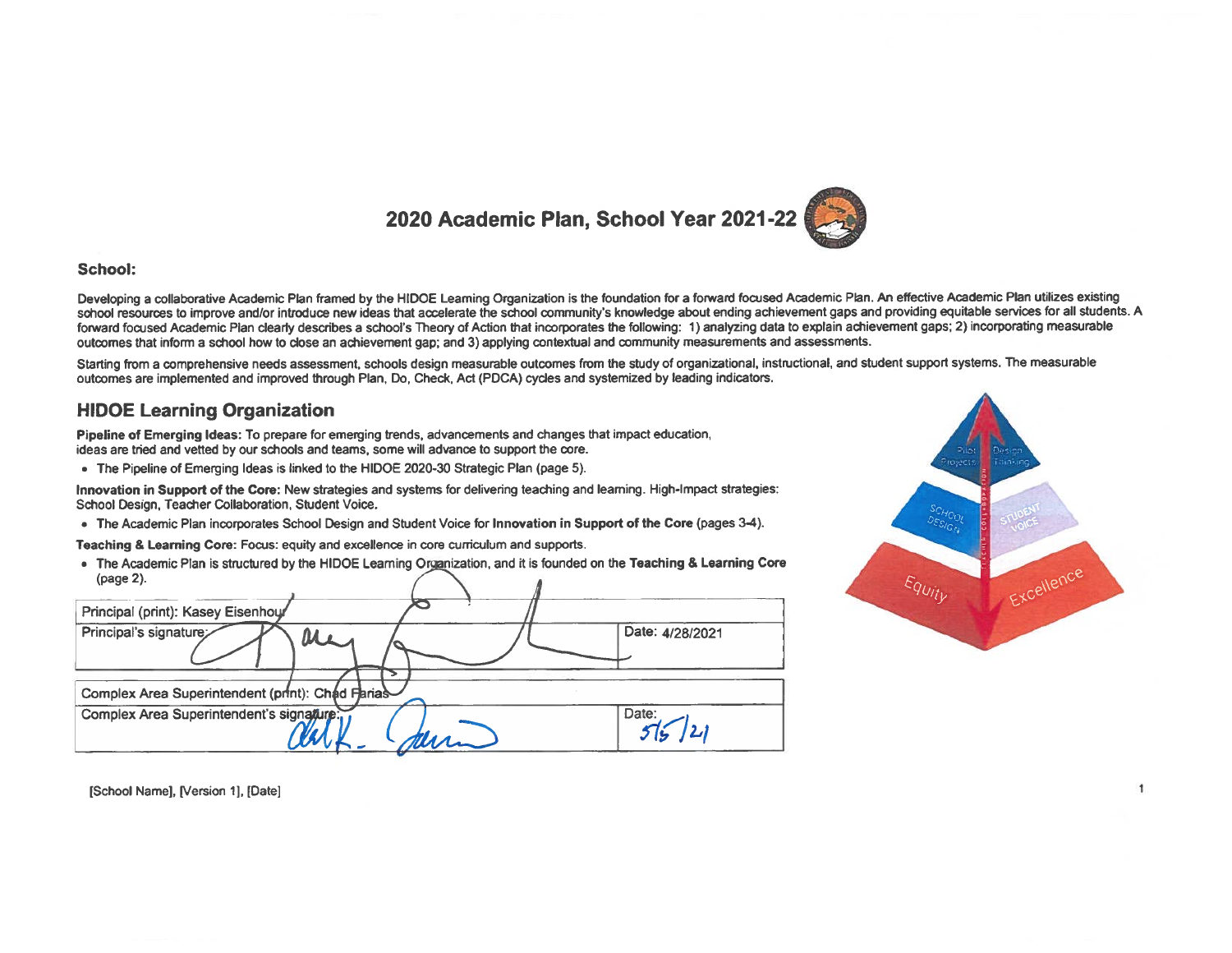# 2020 Academic Plan, School Year 2021-22

**School:**

Developing a collaborative Academic Plan framed by the HIDOE Learning Organization is the foundation for a forward focused Academic Plan. An effective Academic Plan utilizes existing school resources to improve and/or introduce new ideas that accelerate the school community's knowledge about ending achievement gaps and providing equitable services for all students. A forward focused Academic Plan clearly describes a school's Theory of Action that incorporates the following: 1) analyzing data to explain achievement gaps; 2) incorporating measurable outcomes that inform a school how to close an achievement gap; and 3) applying contextual and community measurements and assessments.

Starting from a comprehensive needs assessment, schools design measurable outcomes from the study of organizational, instructional, and student support systems. The measurable outcomes are implemented and improved through Plan, Do, Check, Act (PDCA) cycles and systemized by leading indicators.

## HIDOE Learning Organization

**Pipeline of Emerging Ideas:** To prepare for emerging trends, advancements and changes that impact education, ideas are tried and vetted by our schools and teams, some will advance to support the core.

- The Pipeline of Emerging Ideas is linked to the HIDOE 2020-30 Strategic Plan (page 5).

**Innovation in Support of the Core:** New strategies and systems for delivering teaching and learning. High-Impact strategies: School Design, Teacher Collaboration, Student Voice.

- The Academic Plan incorporates School Design and Student Voice for **Innovation in Support of the Core** (pages 3-4).

**Teaching & Learning Core:** Focus: equity and excellence in core curriculum and supports.

- The Academic Plan is structured by the HIDOE Learning Organization, and it is founded on the **Teaching & Learning Core** (page 2).

| Principal (print): Kasey Eisenhour | |
|---|---|
| Principal's signature: | Date: 4/28/2021 |

| Complex Area Superintendent (print): Chad Farias | |
|---|---|
| Complex Area Superintendent's signature: | Date: 5/5/21 |

[School Name], [Version 1], [Date]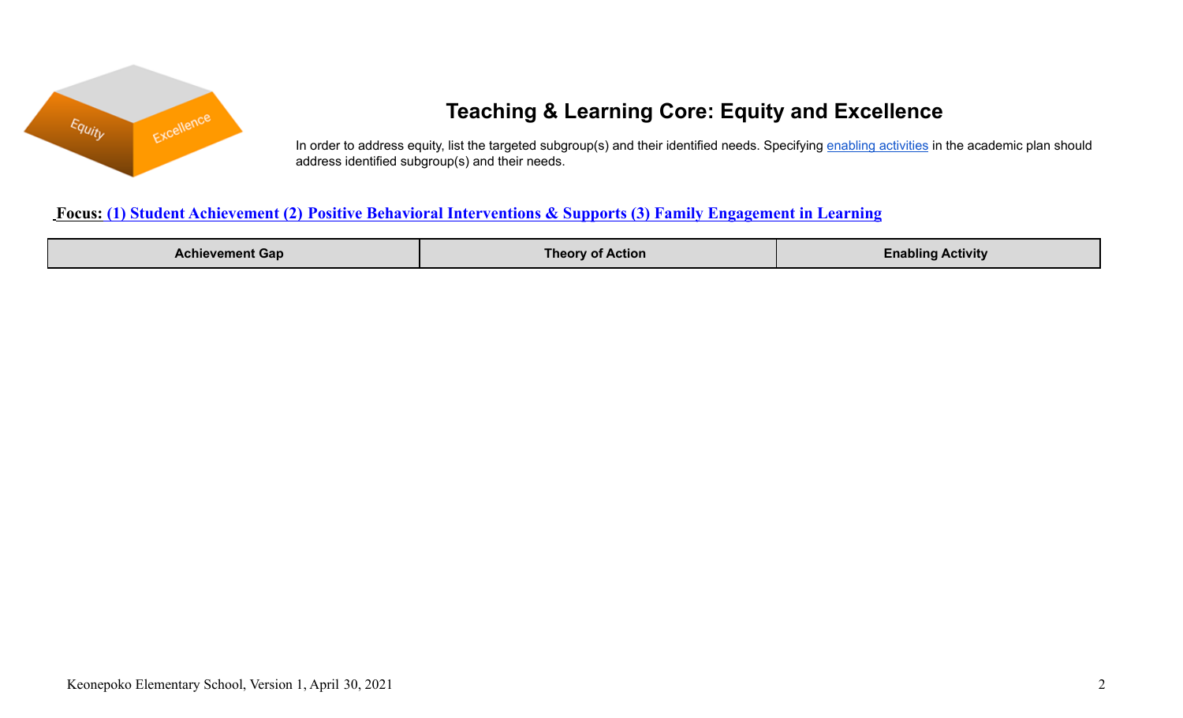# Teaching & Learning Core: Equity and Excellence

In order to address equity, list the targeted subgroup(s) and their identified needs. Specifying enabling activities in the academic plan should address identified subgroup(s) and their needs.

**Focus: (1) Student Achievement (2) Positive Behavioral Interventions & Supports (3) Family Engagement in Learning**

| Achievement Gap | Theory of Action | Enabling Activity |
| --- | --- | --- |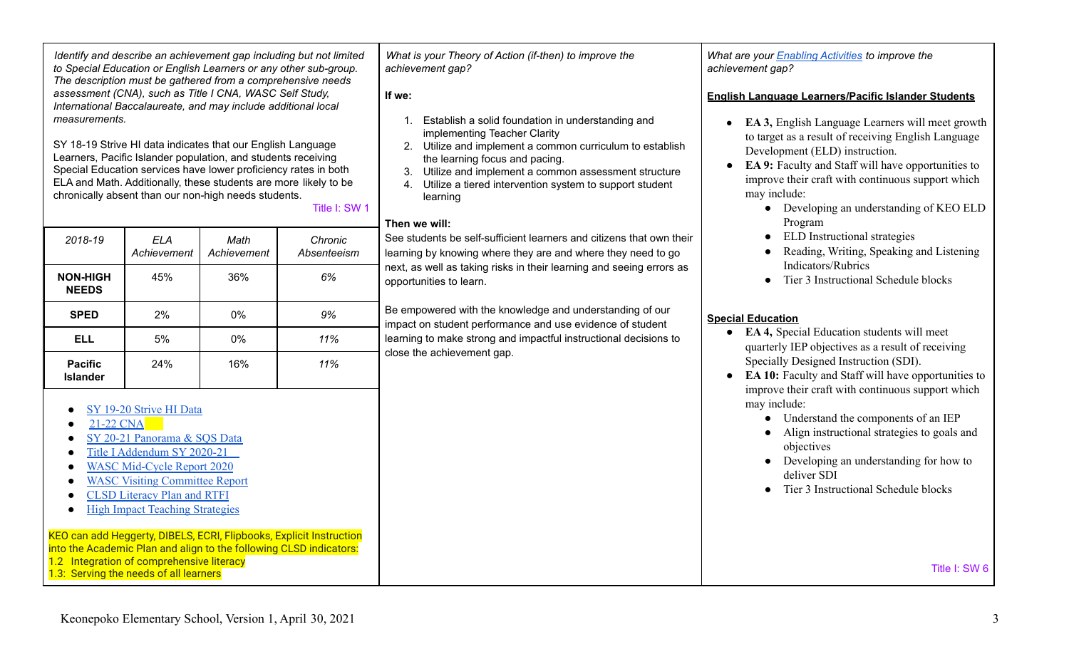*Identify and describe an achievement gap including but not limited to Special Education or English Learners or any other sub-group. The description must be gathered from a comprehensive needs assessment (CNA), such as Title I CNA, WASC Self Study, International Baccalaureate, and may include additional local measurements.*

SY 18-19 Strive HI data indicates that our English Language Learners, Pacific Islander population, and students receiving Special Education services have lower proficiency rates in both ELA and Math. Additionally, these students are more likely to be chronically absent than our non-high needs students.

Title I: SW 1

| *2018-19* | *ELA Achievement* | *Math Achievement* | *Chronic Absenteeism* |
|---|---|---|---|
| **NON-HIGH NEEDS** | 45% | 36% | *6%* |
| **SPED** | 2% | 0% | *9%* |
| **ELL** | 5% | 0% | *11%* |
| **Pacific Islander** | 24% | 16% | *11%* |

- SY 19-20 Strive HI Data
- 21-22 CNA
- SY 20-21 Panorama & SQS Data
- Title I Addendum SY 2020-21
- WASC Mid-Cycle Report 2020
- WASC Visiting Committee Report
- CLSD Literacy Plan and RTFI
- High Impact Teaching Strategies

KEO can add Heggerty, DIBELS, ECRI, Flipbooks, Explicit Instruction into the Academic Plan and align to the following CLSD indicators:
1.2 Integration of comprehensive literacy
1.3: Serving the needs of all learners

*What is your Theory of Action (if-then) to improve the achievement gap?*

**If we:**

1. Establish a solid foundation in understanding and implementing Teacher Clarity
2. Utilize and implement a common curriculum to establish the learning focus and pacing.
3. Utilize and implement a common assessment structure
4. Utilize a tiered intervention system to support student learning

**Then we will:**
See students be self-sufficient learners and citizens that own their learning by knowing where they are and where they need to go next, as well as taking risks in their learning and seeing errors as opportunities to learn.

Be empowered with the knowledge and understanding of our impact on student performance and use evidence of student learning to make strong and impactful instructional decisions to close the achievement gap.

*What are your Enabling Activities to improve the achievement gap?*

**English Language Learners/Pacific Islander Students**

- **EA 3,** English Language Learners will meet growth to target as a result of receiving English Language Development (ELD) instruction.
- **EA 9:** Faculty and Staff will have opportunities to improve their craft with continuous support which may include:
  - Developing an understanding of KEO ELD Program
  - ELD Instructional strategies
  - Reading, Writing, Speaking and Listening Indicators/Rubrics
  - Tier 3 Instructional Schedule blocks

**Special Education**

- **EA 4,** Special Education students will meet quarterly IEP objectives as a result of receiving Specially Designed Instruction (SDI).
- **EA 10:** Faculty and Staff will have opportunities to improve their craft with continuous support which may include:
  - Understand the components of an IEP
  - Align instructional strategies to goals and objectives
  - Developing an understanding for how to deliver SDI
  - Tier 3 Instructional Schedule blocks

Title I: SW 6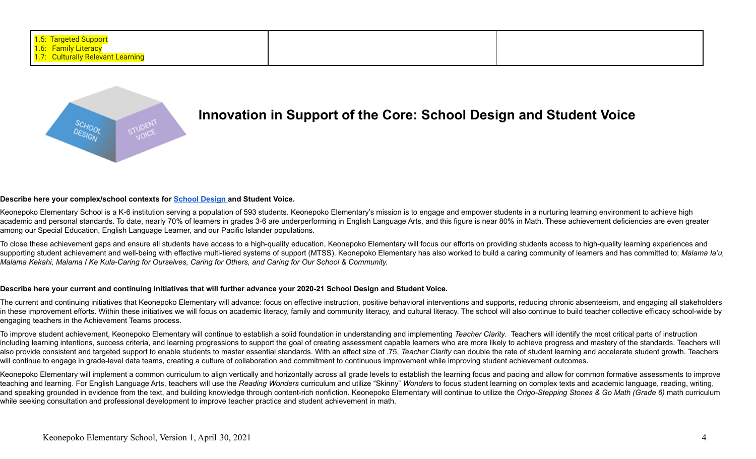| 1.5: Targeted Support<br>1.6: Family Literacy<br>1.7: Culturally Relevant Learning | | |
|---|---|---|

## Innovation in Support of the Core: School Design and Student Voice

**Describe here your complex/school contexts for School Design and Student Voice.**

Keonepoko Elementary School is a K-6 institution serving a population of 593 students. Keonepoko Elementary's mission is to engage and empower students in a nurturing learning environment to achieve high academic and personal standards. To date, nearly 70% of learners in grades 3-6 are underperforming in English Language Arts, and this figure is near 80% in Math. These achievement deficiencies are even greater among our Special Education, English Language Learner, and our Pacific Islander populations.

To close these achievement gaps and ensure all students have access to a high-quality education, Keonepoko Elementary will focus our efforts on providing students access to high-quality learning experiences and supporting student achievement and well-being with effective multi-tiered systems of support (MTSS). Keonepoko Elementary has also worked to build a caring community of learners and has committed to; *Malama Ia'u, Malama Kekahi, Malama I Ke Kula-Caring for Ourselves, Caring for Others, and Caring for Our School & Community.*

**Describe here your current and continuing initiatives that will further advance your 2020-21 School Design and Student Voice.**

The current and continuing initiatives that Keonepoko Elementary will advance: focus on effective instruction, positive behavioral interventions and supports, reducing chronic absenteeism, and engaging all stakeholders in these improvement efforts. Within these initiatives we will focus on academic literacy, family and community literacy, and cultural literacy. The school will also continue to build teacher collective efficacy school-wide by engaging teachers in the Achievement Teams process.

To improve student achievement, Keonepoko Elementary will continue to establish a solid foundation in understanding and implementing *Teacher Clarity*. Teachers will identify the most critical parts of instruction including learning intentions, success criteria, and learning progressions to support the goal of creating assessment capable learners who are more likely to achieve progress and mastery of the standards. Teachers will also provide consistent and targeted support to enable students to master essential standards. With an effect size of .75, *Teacher Clarity* can double the rate of student learning and accelerate student growth. Teachers will continue to engage in grade-level data teams, creating a culture of collaboration and commitment to continuous improvement while improving student achievement outcomes.

Keonepoko Elementary will implement a common curriculum to align vertically and horizontally across all grade levels to establish the learning focus and pacing and allow for common formative assessments to improve teaching and learning. For English Language Arts, teachers will use the *Reading Wonders* curriculum and utilize "Skinny" *Wonders* to focus student learning on complex texts and academic language, reading, writing, and speaking grounded in evidence from the text, and building knowledge through content-rich nonfiction. Keonepoko Elementary will continue to utilize the *Origo-Stepping Stones & Go Math (Grade 6)* math curriculum while seeking consultation and professional development to improve teacher practice and student achievement in math.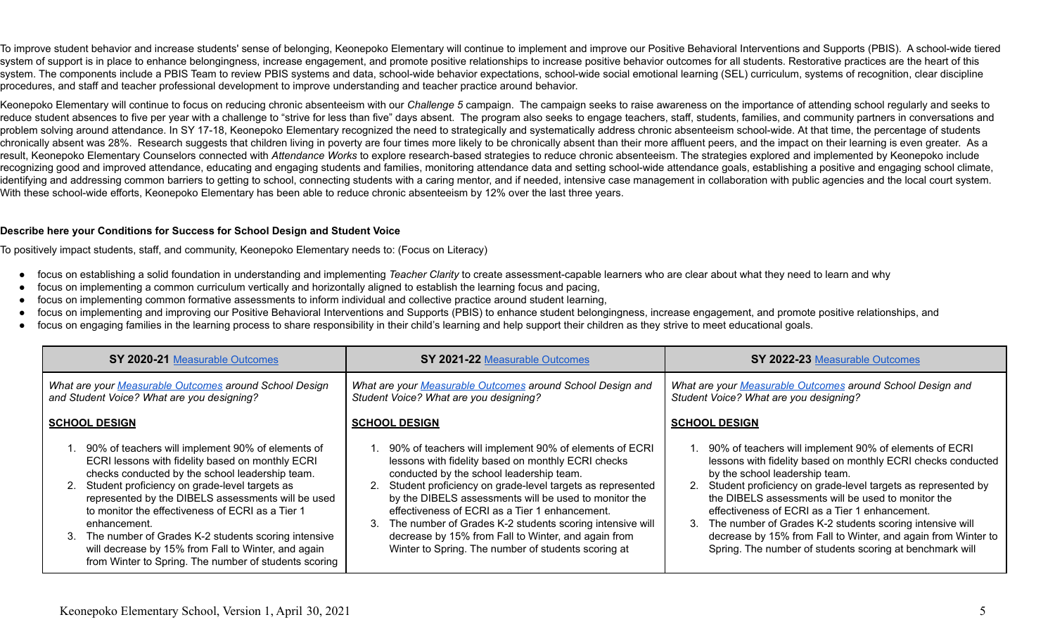To improve student behavior and increase students' sense of belonging, Keonepoko Elementary will continue to implement and improve our Positive Behavioral Interventions and Supports (PBIS). A school-wide tiered system of support is in place to enhance belongingness, increase engagement, and promote positive relationships to increase positive behavior outcomes for all students. Restorative practices are the heart of this system. The components include a PBIS Team to review PBIS systems and data, school-wide behavior expectations, school-wide social emotional learning (SEL) curriculum, systems of recognition, clear discipline procedures, and staff and teacher professional development to improve understanding and teacher practice around behavior.

Keonepoko Elementary will continue to focus on reducing chronic absenteeism with our *Challenge 5* campaign. The campaign seeks to raise awareness on the importance of attending school regularly and seeks to reduce student absences to five per year with a challenge to "strive for less than five" days absent. The program also seeks to engage teachers, staff, students, families, and community partners in conversations and problem solving around attendance. In SY 17-18, Keonepoko Elementary recognized the need to strategically and systematically address chronic absenteeism school-wide. At that time, the percentage of students chronically absent was 28%. Research suggests that children living in poverty are four times more likely to be chronically absent than their more affluent peers, and the impact on their learning is even greater. As a result, Keonepoko Elementary Counselors connected with *Attendance Works* to explore research-based strategies to reduce chronic absenteeism. The strategies explored and implemented by Keonepoko include recognizing good and improved attendance, educating and engaging students and families, monitoring attendance data and setting school-wide attendance goals, establishing a positive and engaging school climate, identifying and addressing common barriers to getting to school, connecting students with a caring mentor, and if needed, intensive case management in collaboration with public agencies and the local court system. With these school-wide efforts, Keonepoko Elementary has been able to reduce chronic absenteeism by 12% over the last three years.

**Describe here your Conditions for Success for School Design and Student Voice**

To positively impact students, staff, and community, Keonepoko Elementary needs to: (Focus on Literacy)

- focus on establishing a solid foundation in understanding and implementing *Teacher Clarity* to create assessment-capable learners who are clear about what they need to learn and why
- focus on implementing a common curriculum vertically and horizontally aligned to establish the learning focus and pacing,
- focus on implementing common formative assessments to inform individual and collective practice around student learning,
- focus on implementing and improving our Positive Behavioral Interventions and Supports (PBIS) to enhance student belongingness, increase engagement, and promote positive relationships, and
- focus on engaging families in the learning process to share responsibility in their child's learning and help support their children as they strive to meet educational goals.

| **SY 2020-21** [Measurable Outcomes]() | **SY 2021-22** [Measurable Outcomes]() | **SY 2022-23** [Measurable Outcomes]() |
|---|---|---|
| *What are your [Measurable Outcomes]() around School Design and Student Voice? What are you designing?*<br><br>**SCHOOL DESIGN**<br><br>1. 90% of teachers will implement 90% of elements of ECRI lessons with fidelity based on monthly ECRI checks conducted by the school leadership team.<br>2. Student proficiency on grade-level targets as represented by the DIBELS assessments will be used to monitor the effectiveness of ECRI as a Tier 1 enhancement.<br>3. The number of Grades K-2 students scoring intensive will decrease by 15% from Fall to Winter, and again from Winter to Spring. The number of students scoring | *What are your [Measurable Outcomes]() around School Design and Student Voice? What are you designing?*<br><br>**SCHOOL DESIGN**<br><br>1. 90% of teachers will implement 90% of elements of ECRI lessons with fidelity based on monthly ECRI checks conducted by the school leadership team.<br>2. Student proficiency on grade-level targets as represented by the DIBELS assessments will be used to monitor the effectiveness of ECRI as a Tier 1 enhancement.<br>3. The number of Grades K-2 students scoring intensive will decrease by 15% from Fall to Winter, and again from Winter to Spring. The number of students scoring at | *What are your [Measurable Outcomes]() around School Design and Student Voice? What are you designing?*<br><br>**SCHOOL DESIGN**<br><br>1. 90% of teachers will implement 90% of elements of ECRI lessons with fidelity based on monthly ECRI checks conducted by the school leadership team.<br>2. Student proficiency on grade-level targets as represented by the DIBELS assessments will be used to monitor the effectiveness of ECRI as a Tier 1 enhancement.<br>3. The number of Grades K-2 students scoring intensive will decrease by 15% from Fall to Winter, and again from Winter to Spring. The number of students scoring at benchmark will |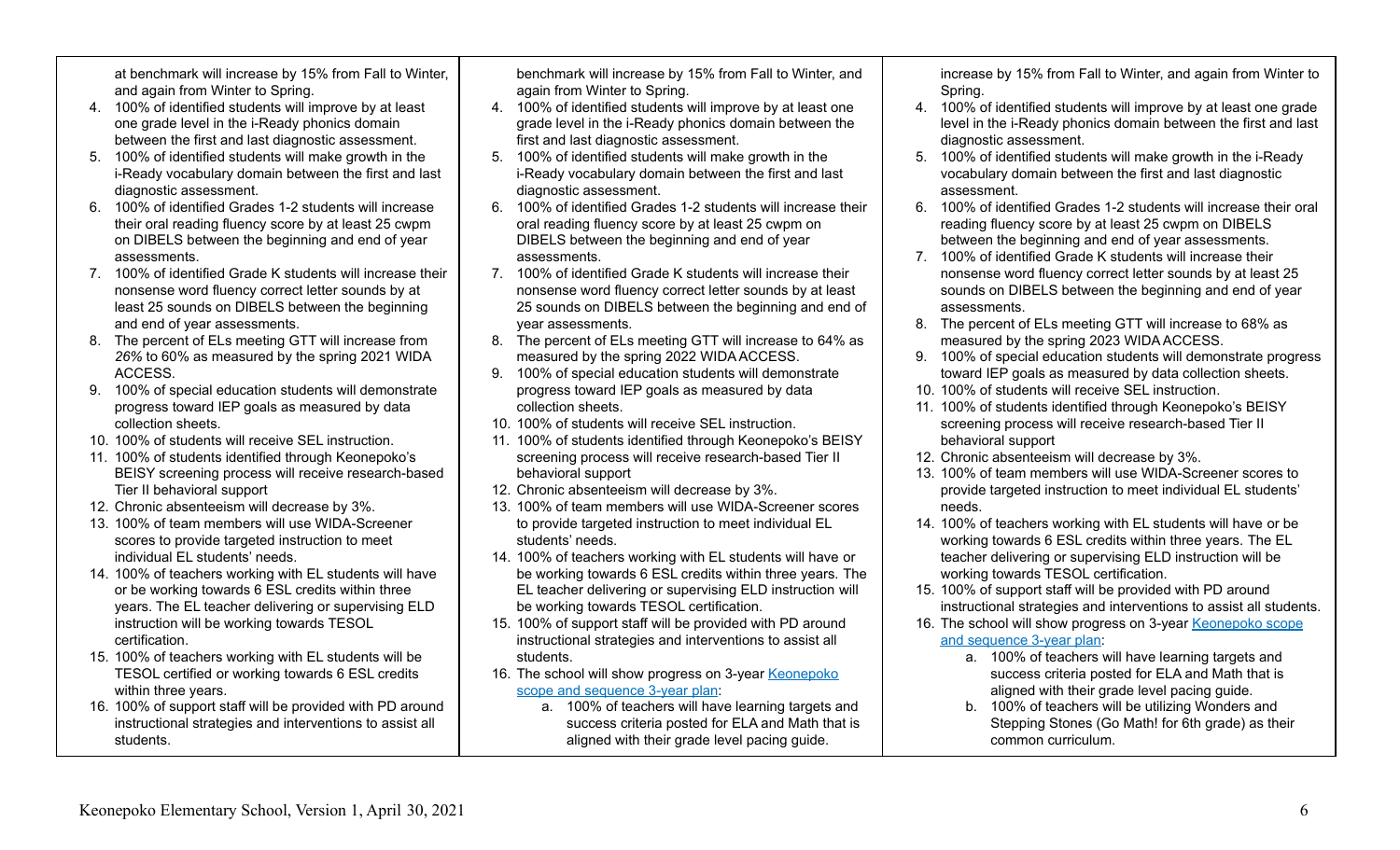| | | |
|---|---|---|
| at benchmark will increase by 15% from Fall to Winter, and again from Winter to Spring.<br>4. 100% of identified students will improve by at least one grade level in the i-Ready phonics domain between the first and last diagnostic assessment.<br>5. 100% of identified students will make growth in the i-Ready vocabulary domain between the first and last diagnostic assessment.<br>6. 100% of identified Grades 1-2 students will increase their oral reading fluency score by at least 25 cwpm on DIBELS between the beginning and end of year assessments.<br>7. 100% of identified Grade K students will increase their nonsense word fluency correct letter sounds by at least 25 sounds on DIBELS between the beginning and end of year assessments.<br>8. The percent of ELs meeting GTT will increase from *26%* to 60% as measured by the spring 2021 WIDA ACCESS.<br>9. 100% of special education students will demonstrate progress toward IEP goals as measured by data collection sheets.<br>10. 100% of students will receive SEL instruction.<br>11. 100% of students identified through Keonepoko's BEISY screening process will receive research-based Tier II behavioral support<br>12. Chronic absenteeism will decrease by 3%.<br>13. 100% of team members will use WIDA-Screener scores to provide targeted instruction to meet individual EL students' needs.<br>14. 100% of teachers working with EL students will have or be working towards 6 ESL credits within three years. The EL teacher delivering or supervising ELD instruction will be working towards TESOL certification.<br>15. 100% of teachers working with EL students will be TESOL certified or working towards 6 ESL credits within three years.<br>16. 100% of support staff will be provided with PD around instructional strategies and interventions to assist all students. | benchmark will increase by 15% from Fall to Winter, and again from Winter to Spring.<br>4. 100% of identified students will improve by at least one grade level in the i-Ready phonics domain between the first and last diagnostic assessment.<br>5. 100% of identified students will make growth in the i-Ready vocabulary domain between the first and last diagnostic assessment.<br>6. 100% of identified Grades 1-2 students will increase their oral reading fluency score by at least 25 cwpm on DIBELS between the beginning and end of year assessments.<br>7. 100% of identified Grade K students will increase their nonsense word fluency correct letter sounds by at least 25 sounds on DIBELS between the beginning and end of year assessments.<br>8. The percent of ELs meeting GTT will increase to 64% as measured by the spring 2022 WIDA ACCESS.<br>9. 100% of special education students will demonstrate progress toward IEP goals as measured by data collection sheets.<br>10. 100% of students will receive SEL instruction.<br>11. 100% of students identified through Keonepoko's BEISY screening process will receive research-based Tier II behavioral support<br>12. Chronic absenteeism will decrease by 3%.<br>13. 100% of team members will use WIDA-Screener scores to provide targeted instruction to meet individual EL students' needs.<br>14. 100% of teachers working with EL students will have or be working towards 6 ESL credits within three years. The EL teacher delivering or supervising ELD instruction will be working towards TESOL certification.<br>15. 100% of support staff will be provided with PD around instructional strategies and interventions to assist all students.<br>16. The school will show progress on 3-year Keonepoko scope and sequence 3-year plan:<br>a. 100% of teachers will have learning targets and success criteria posted for ELA and Math that is aligned with their grade level pacing guide. | increase by 15% from Fall to Winter, and again from Winter to Spring.<br>4. 100% of identified students will improve by at least one grade level in the i-Ready phonics domain between the first and last diagnostic assessment.<br>5. 100% of identified students will make growth in the i-Ready vocabulary domain between the first and last diagnostic assessment.<br>6. 100% of identified Grades 1-2 students will increase their oral reading fluency score by at least 25 cwpm on DIBELS between the beginning and end of year assessments.<br>7. 100% of identified Grade K students will increase their nonsense word fluency correct letter sounds by at least 25 sounds on DIBELS between the beginning and end of year assessments.<br>8. The percent of ELs meeting GTT will increase to 68% as measured by the spring 2023 WIDA ACCESS.<br>9. 100% of special education students will demonstrate progress toward IEP goals as measured by data collection sheets.<br>10. 100% of students will receive SEL instruction.<br>11. 100% of students identified through Keonepoko's BEISY screening process will receive research-based Tier II behavioral support<br>12. Chronic absenteeism will decrease by 3%.<br>13. 100% of team members will use WIDA-Screener scores to provide targeted instruction to meet individual EL students' needs.<br>14. 100% of teachers working with EL students will have or be working towards 6 ESL credits within three years. The EL teacher delivering or supervising ELD instruction will be working towards TESOL certification.<br>15. 100% of support staff will be provided with PD around instructional strategies and interventions to assist all students.<br>16. The school will show progress on 3-year Keonepoko scope and sequence 3-year plan:<br>a. 100% of teachers will have learning targets and success criteria posted for ELA and Math that is aligned with their grade level pacing guide.<br>b. 100% of teachers will be utilizing Wonders and Stepping Stones (Go Math! for 6th grade) as their common curriculum. |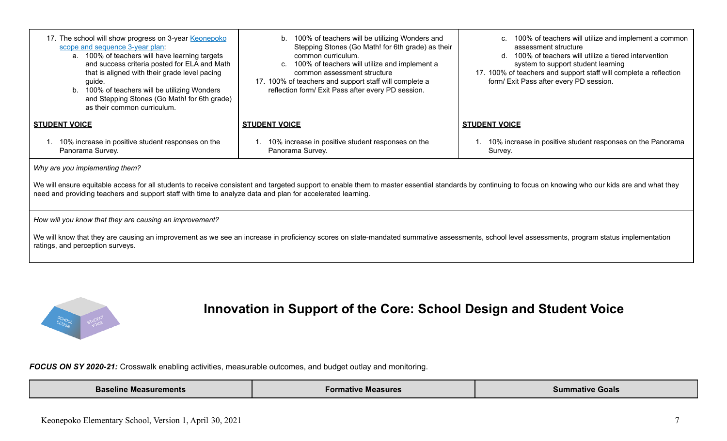| | | |
|---|---|---|
| 17. The school will show progress on 3-year [Keonepoko scope and sequence 3-year plan](): <br> a. 100% of teachers will have learning targets and success criteria posted for ELA and Math that is aligned with their grade level pacing guide. <br> b. 100% of teachers will be utilizing Wonders and Stepping Stones (Go Math! for 6th grade) as their common curriculum. | b. 100% of teachers will be utilizing Wonders and Stepping Stones (Go Math! for 6th grade) as their common curriculum. <br> c. 100% of teachers will utilize and implement a common assessment structure <br> 17. 100% of teachers and support staff will complete a reflection form/ Exit Pass after every PD session. | c. 100% of teachers will utilize and implement a common assessment structure <br> d. 100% of teachers will utilize a tiered intervention system to support student learning <br> 17. 100% of teachers and support staff will complete a reflection form/ Exit Pass after every PD session. |
| **STUDENT VOICE** <br> 1. 10% increase in positive student responses on the Panorama Survey. | **STUDENT VOICE** <br> 1. 10% increase in positive student responses on the Panorama Survey. | **STUDENT VOICE** <br> 1. 10% increase in positive student responses on the Panorama Survey. |

*Why are you implementing them?*

We will ensure equitable access for all students to receive consistent and targeted support to enable them to master essential standards by continuing to focus on knowing who our kids are and what they need and providing teachers and support staff with time to analyze data and plan for accelerated learning.

*How will you know that they are causing an improvement?*

We will know that they are causing an improvement as we see an increase in proficiency scores on state-mandated summative assessments, school level assessments, program status implementation ratings, and perception surveys.

## Innovation in Support of the Core: School Design and Student Voice

***FOCUS ON SY 2020-21:*** Crosswalk enabling activities, measurable outcomes, and budget outlay and monitoring.

| Baseline Measurements | Formative Measures | Summative Goals |
|---|---|---|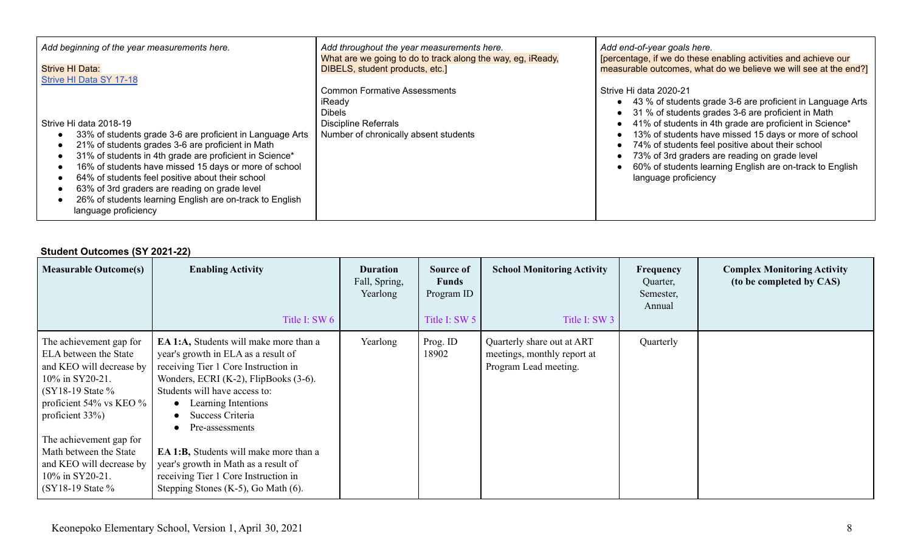| Add beginning of the year measurements here.<br><br>Strive HI Data:<br>[Strive HI Data SY 17-18]<br><br>Strive Hi data 2018-19<br>• 33% of students grade 3-6 are proficient in Language Arts<br>• 21% of students grades 3-6 are proficient in Math<br>• 31% of students in 4th grade are proficient in Science*<br>• 16% of students have missed 15 days or more of school<br>• 64% of students feel positive about their school<br>• 63% of 3rd graders are reading on grade level<br>• 26% of students learning English are on-track to English language proficiency | Add throughout the year measurements here.<br>What are we going to do to track along the way, eg, iReady, DIBELS, student products, etc.]<br><br>Common Formative Assessments<br>iReady<br>Dibels<br>Discipline Referrals<br>Number of chronically absent students | Add end-of-year goals here.<br>[percentage, if we do these enabling activities and achieve our measurable outcomes, what do we believe we will see at the end?]<br><br>Strive Hi data 2020-21<br>• 43 % of students grade 3-6 are proficient in Language Arts<br>• 31 % of students grades 3-6 are proficient in Math<br>• 41% of students in 4th grade are proficient in Science*<br>• 13% of students have missed 15 days or more of school<br>• 74% of students feel positive about their school<br>• 73% of 3rd graders are reading on grade level<br>• 60% of students learning English are on-track to English language proficiency |
|---|---|---|

**Student Outcomes (SY 2021-22)**

| Measurable Outcome(s) | Enabling Activity<br>Title I: SW 6 | Duration<br>Fall, Spring, Yearlong | Source of Funds<br>Program ID<br>Title I: SW 5 | School Monitoring Activity<br>Title I: SW 3 | Frequency<br>Quarter, Semester, Annual | Complex Monitoring Activity (to be completed by CAS) |
|---|---|---|---|---|---|---|
| The achievement gap for ELA between the State and KEO will decrease by 10% in SY20-21. (SY18-19 State % proficient 54% vs KEO % proficient 33%)<br><br>The achievement gap for Math between the State and KEO will decrease by 10% in SY20-21. (SY18-19 State % | **EA 1:A,** Students will make more than a year's growth in ELA as a result of receiving Tier 1 Core Instruction in Wonders, ECRI (K-2), FlipBooks (3-6). Students will have access to:<br>• Learning Intentions<br>• Success Criteria<br>• Pre-assessments<br><br>**EA 1:B,** Students will make more than a year's growth in Math as a result of receiving Tier 1 Core Instruction in Stepping Stones (K-5), Go Math (6). | Yearlong | Prog. ID 18902 | Quarterly share out at ART meetings, monthly report at Program Lead meeting. | Quarterly | |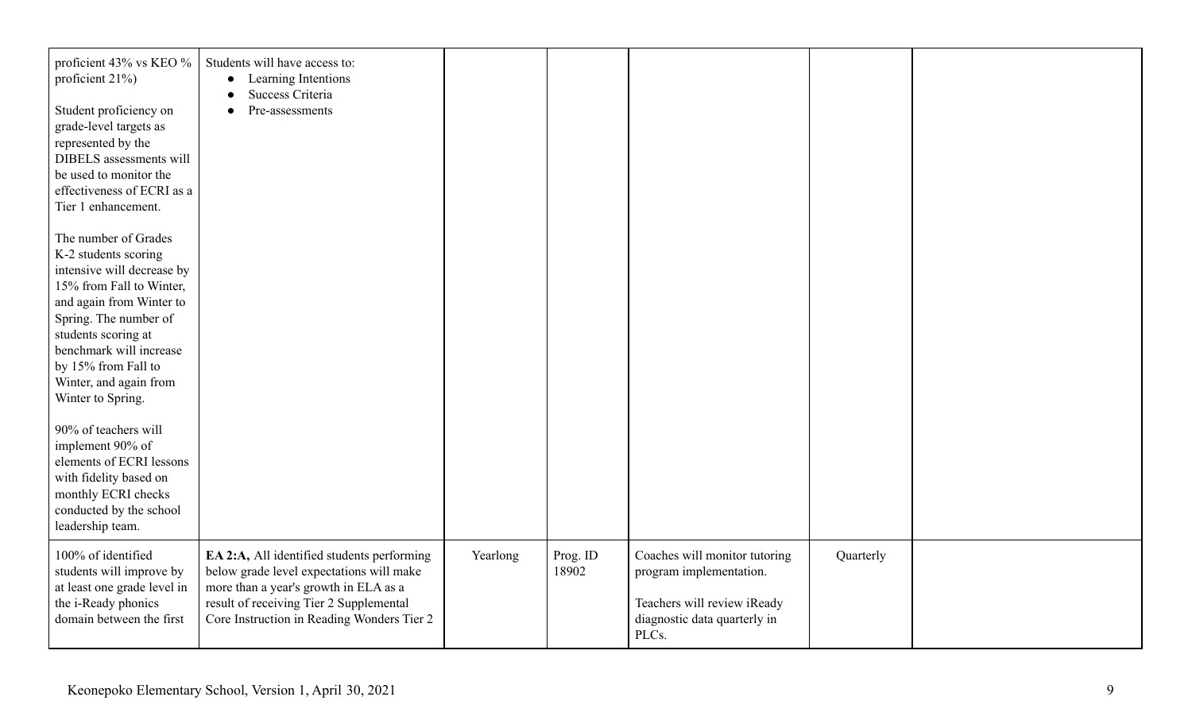| | | | | | | |
|---|---|---|---|---|---|---|
| proficient 43% vs KEO % proficient 21%)<br><br>Student proficiency on grade-level targets as represented by the DIBELS assessments will be used to monitor the effectiveness of ECRI as a Tier 1 enhancement.<br><br>The number of Grades K-2 students scoring intensive will decrease by 15% from Fall to Winter, and again from Winter to Spring. The number of students scoring at benchmark will increase by 15% from Fall to Winter, and again from Winter to Spring.<br><br>90% of teachers will implement 90% of elements of ECRI lessons with fidelity based on monthly ECRI checks conducted by the school leadership team. | Students will have access to:<br>● Learning Intentions<br>● Success Criteria<br>● Pre-assessments | | | | | |
| 100% of identified students will improve by at least one grade level in the i-Ready phonics domain between the first | **EA 2:A,** All identified students performing below grade level expectations will make more than a year's growth in ELA as a result of receiving Tier 2 Supplemental Core Instruction in Reading Wonders Tier 2 | Yearlong | Prog. ID 18902 | Coaches will monitor tutoring program implementation.<br><br>Teachers will review iReady diagnostic data quarterly in PLCs. | Quarterly | |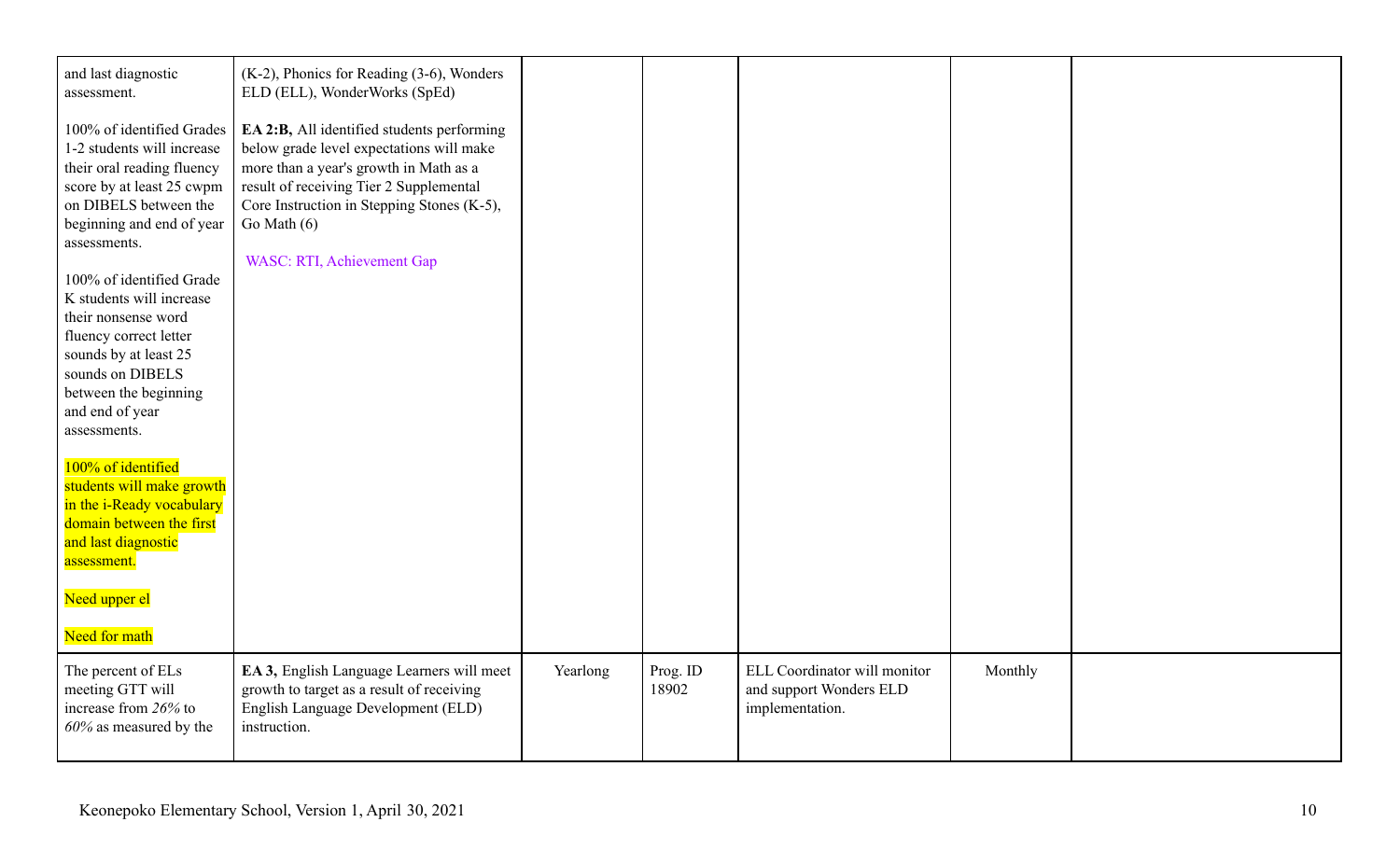| | | | | | | |
|---|---|---|---|---|---|---|
| and last diagnostic assessment.<br><br>100% of identified Grades 1-2 students will increase their oral reading fluency score by at least 25 cwpm on DIBELS between the beginning and end of year assessments.<br><br>100% of identified Grade K students will increase their nonsense word fluency correct letter sounds by at least 25 sounds on DIBELS between the beginning and end of year assessments.<br><br>100% of identified students will make growth in the i-Ready vocabulary domain between the first and last diagnostic assessment.<br><br>Need upper el<br><br>Need for math | (K-2), Phonics for Reading (3-6), Wonders ELD (ELL), WonderWorks (SpEd)<br><br>**EA 2:B,** All identified students performing below grade level expectations will make more than a year's growth in Math as a result of receiving Tier 2 Supplemental Core Instruction in Stepping Stones (K-5), Go Math (6)<br><br>WASC: RTI, Achievement Gap | | | | | |
| The percent of ELs meeting GTT will increase from *26%* to *60%* as measured by the | **EA 3,** English Language Learners will meet growth to target as a result of receiving English Language Development (ELD) instruction. | Yearlong | Prog. ID 18902 | ELL Coordinator will monitor and support Wonders ELD implementation. | Monthly | |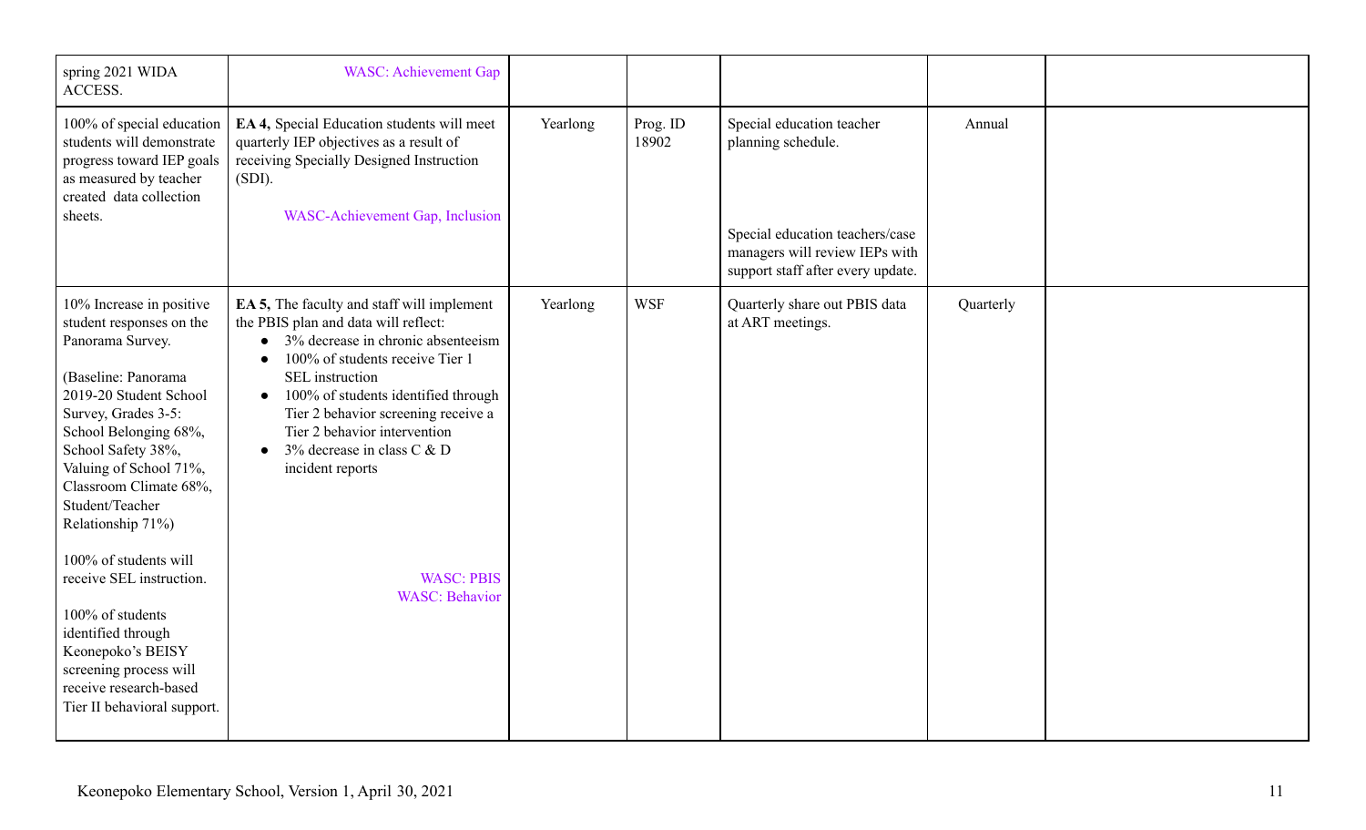| | | | | | | |
|---|---|---|---|---|---|---|
| spring 2021 WIDA ACCESS. | WASC: Achievement Gap | | | | | |
| 100% of special education students will demonstrate progress toward IEP goals as measured by teacher created data collection sheets. | **EA 4,** Special Education students will meet quarterly IEP objectives as a result of receiving Specially Designed Instruction (SDI).<br><br>WASC-Achievement Gap, Inclusion | Yearlong | Prog. ID 18902 | Special education teacher planning schedule.<br><br>Special education teachers/case managers will review IEPs with support staff after every update. | Annual | |
| 10% Increase in positive student responses on the Panorama Survey.<br><br>(Baseline: Panorama 2019-20 Student School Survey, Grades 3-5: School Belonging 68%, School Safety 38%, Valuing of School 71%, Classroom Climate 68%, Student/Teacher Relationship 71%)<br><br>100% of students will receive SEL instruction.<br><br>100% of students identified through Keonepoko's BEISY screening process will receive research-based Tier II behavioral support. | **EA 5,** The faculty and staff will implement the PBIS plan and data will reflect:<br>• 3% decrease in chronic absenteeism<br>• 100% of students receive Tier 1 SEL instruction<br>• 100% of students identified through Tier 2 behavior screening receive a Tier 2 behavior intervention<br>• 3% decrease in class C & D incident reports<br><br>WASC: PBIS<br>WASC: Behavior | Yearlong | WSF | Quarterly share out PBIS data at ART meetings. | Quarterly | |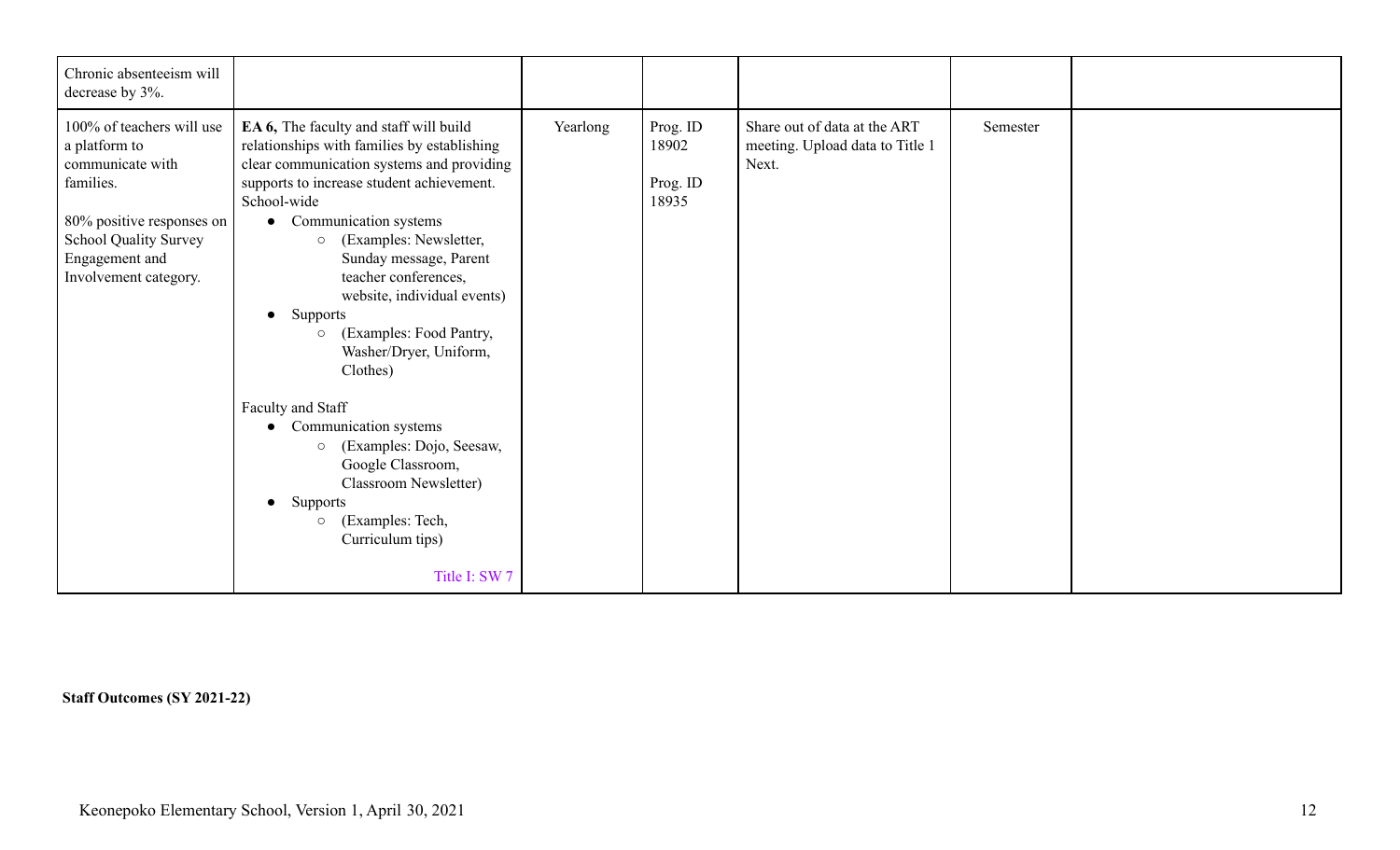| | | | | | | |
|---|---|---|---|---|---|---|
| Chronic absenteeism will decrease by 3%. | | | | | | |
| 100% of teachers will use a platform to communicate with families.<br><br>80% positive responses on School Quality Survey Engagement and Involvement category. | **EA 6,** The faculty and staff will build relationships with families by establishing clear communication systems and providing supports to increase student achievement.<br>School-wide<br>• Communication systems<br>  ○ (Examples: Newsletter, Sunday message, Parent teacher conferences, website, individual events)<br>• Supports<br>  ○ (Examples: Food Pantry, Washer/Dryer, Uniform, Clothes)<br><br>Faculty and Staff<br>• Communication systems<br>  ○ (Examples: Dojo, Seesaw, Google Classroom, Classroom Newsletter)<br>• Supports<br>  ○ (Examples: Tech, Curriculum tips)<br><br>Title I: SW 7 | Yearlong | Prog. ID 18902<br><br>Prog. ID 18935 | Share out of data at the ART meeting. Upload data to Title 1 Next. | Semester | |

**Staff Outcomes (SY 2021-22)**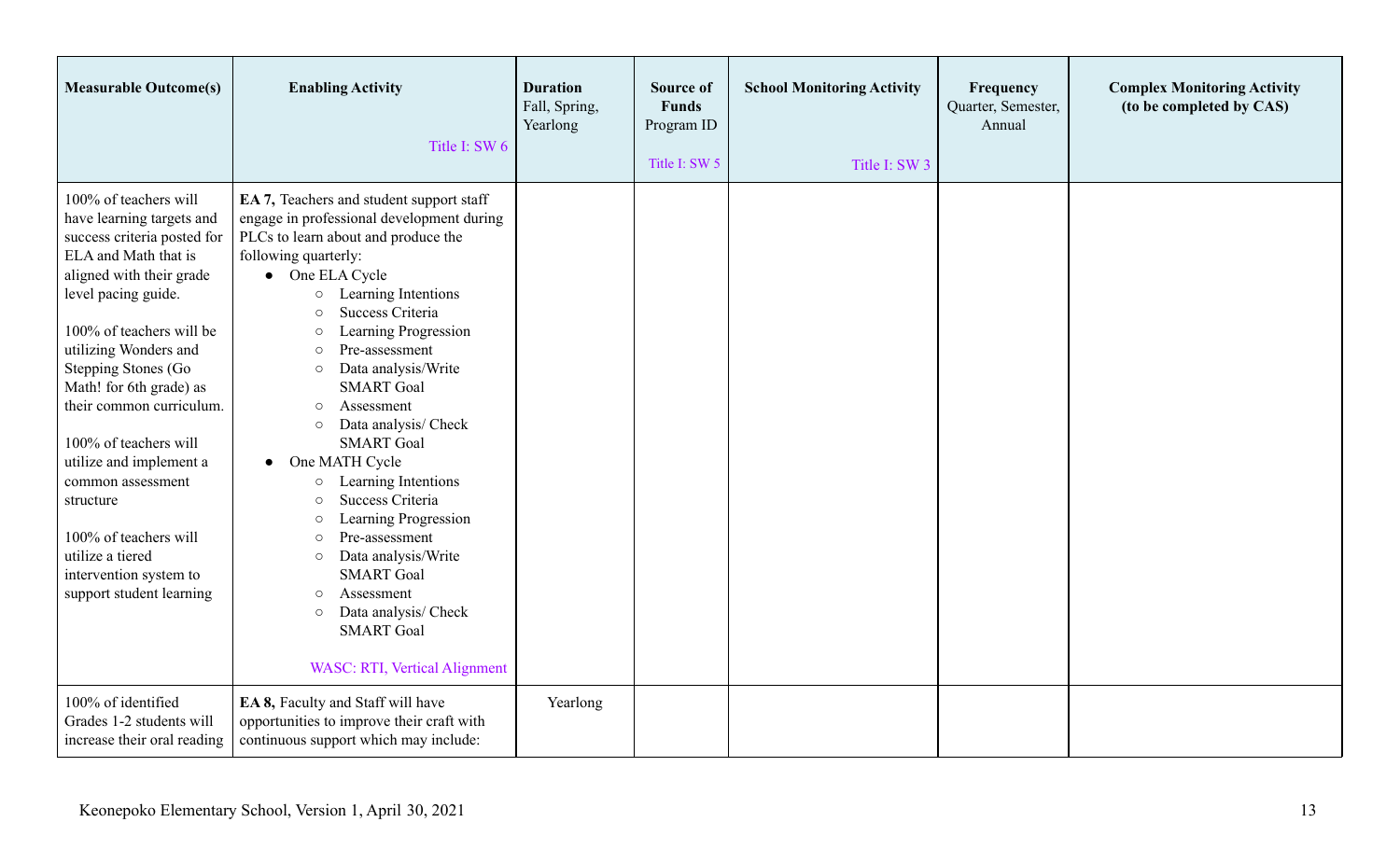| Measurable Outcome(s) | Enabling Activity<br>Title I: SW 6 | Duration<br>Fall, Spring, Yearlong | Source of Funds<br>Program ID<br>Title I: SW 5 | School Monitoring Activity<br>Title I: SW 3 | Frequency<br>Quarter, Semester, Annual | Complex Monitoring Activity (to be completed by CAS) |
|---|---|---|---|---|---|---|
| 100% of teachers will have learning targets and success criteria posted for ELA and Math that is aligned with their grade level pacing guide.<br><br>100% of teachers will be utilizing Wonders and Stepping Stones (Go Math! for 6th grade) as their common curriculum.<br><br>100% of teachers will utilize and implement a common assessment structure<br><br>100% of teachers will utilize a tiered intervention system to support student learning | **EA 7,** Teachers and student support staff engage in professional development during PLCs to learn about and produce the following quarterly:<br>• One ELA Cycle<br>&nbsp;&nbsp;○ Learning Intentions<br>&nbsp;&nbsp;○ Success Criteria<br>&nbsp;&nbsp;○ Learning Progression<br>&nbsp;&nbsp;○ Pre-assessment<br>&nbsp;&nbsp;○ Data analysis/Write SMART Goal<br>&nbsp;&nbsp;○ Assessment<br>&nbsp;&nbsp;○ Data analysis/ Check SMART Goal<br>• One MATH Cycle<br>&nbsp;&nbsp;○ Learning Intentions<br>&nbsp;&nbsp;○ Success Criteria<br>&nbsp;&nbsp;○ Learning Progression<br>&nbsp;&nbsp;○ Pre-assessment<br>&nbsp;&nbsp;○ Data analysis/Write SMART Goal<br>&nbsp;&nbsp;○ Assessment<br>&nbsp;&nbsp;○ Data analysis/ Check SMART Goal<br><br>WASC: RTI, Vertical Alignment | | | | | |
| 100% of identified Grades 1-2 students will increase their oral reading | **EA 8,** Faculty and Staff will have opportunities to improve their craft with continuous support which may include: | Yearlong | | | | |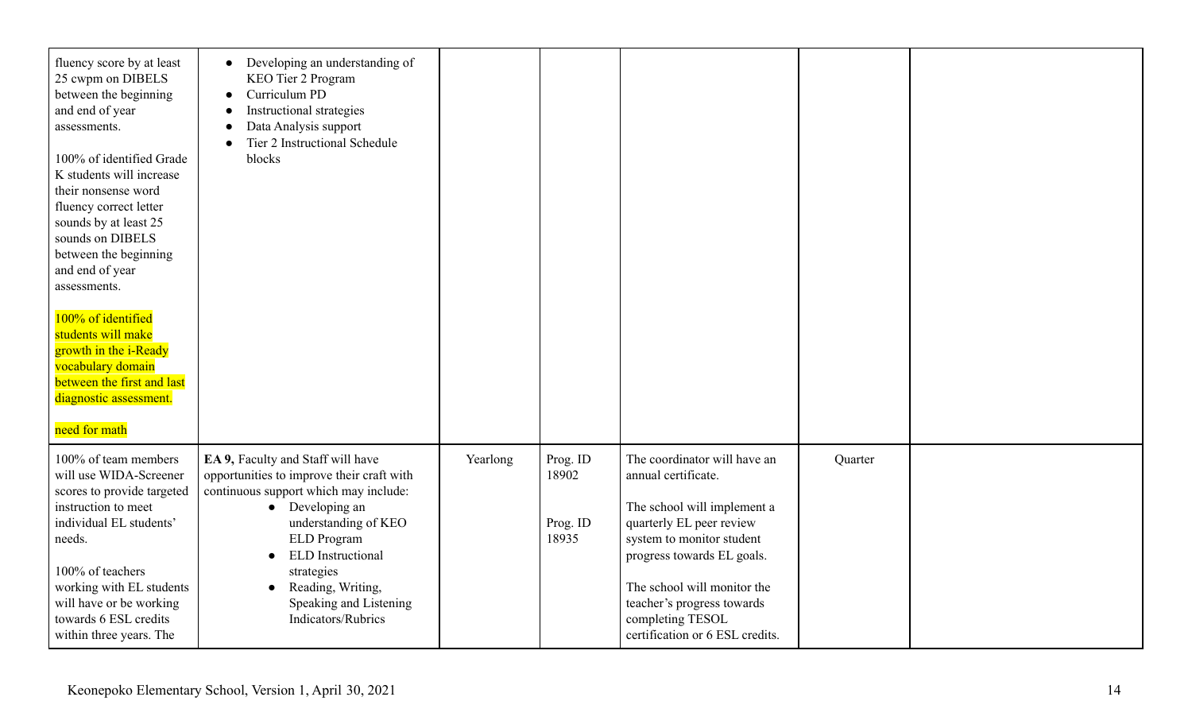| | | | | | | |
|---|---|---|---|---|---|---|
| fluency score by at least 25 cwpm on DIBELS between the beginning and end of year assessments.<br><br>100% of identified Grade K students will increase their nonsense word fluency correct letter sounds by at least 25 sounds on DIBELS between the beginning and end of year assessments.<br><br>100% of identified students will make growth in the i-Ready vocabulary domain between the first and last diagnostic assessment.<br><br>need for math | • Developing an understanding of KEO Tier 2 Program<br>• Curriculum PD<br>• Instructional strategies<br>• Data Analysis support<br>• Tier 2 Instructional Schedule blocks | | | | | |
| 100% of team members will use WIDA-Screener scores to provide targeted instruction to meet individual EL students' needs.<br><br>100% of teachers working with EL students will have or be working towards 6 ESL credits within three years. The | **EA 9,** Faculty and Staff will have opportunities to improve their craft with continuous support which may include:<br>• Developing an understanding of KEO ELD Program<br>• ELD Instructional strategies<br>• Reading, Writing, Speaking and Listening Indicators/Rubrics | Yearlong | Prog. ID 18902<br><br>Prog. ID 18935 | The coordinator will have an annual certificate.<br><br>The school will implement a quarterly EL peer review system to monitor student progress towards EL goals.<br><br>The school will monitor the teacher's progress towards completing TESOL certification or 6 ESL credits. | Quarter | |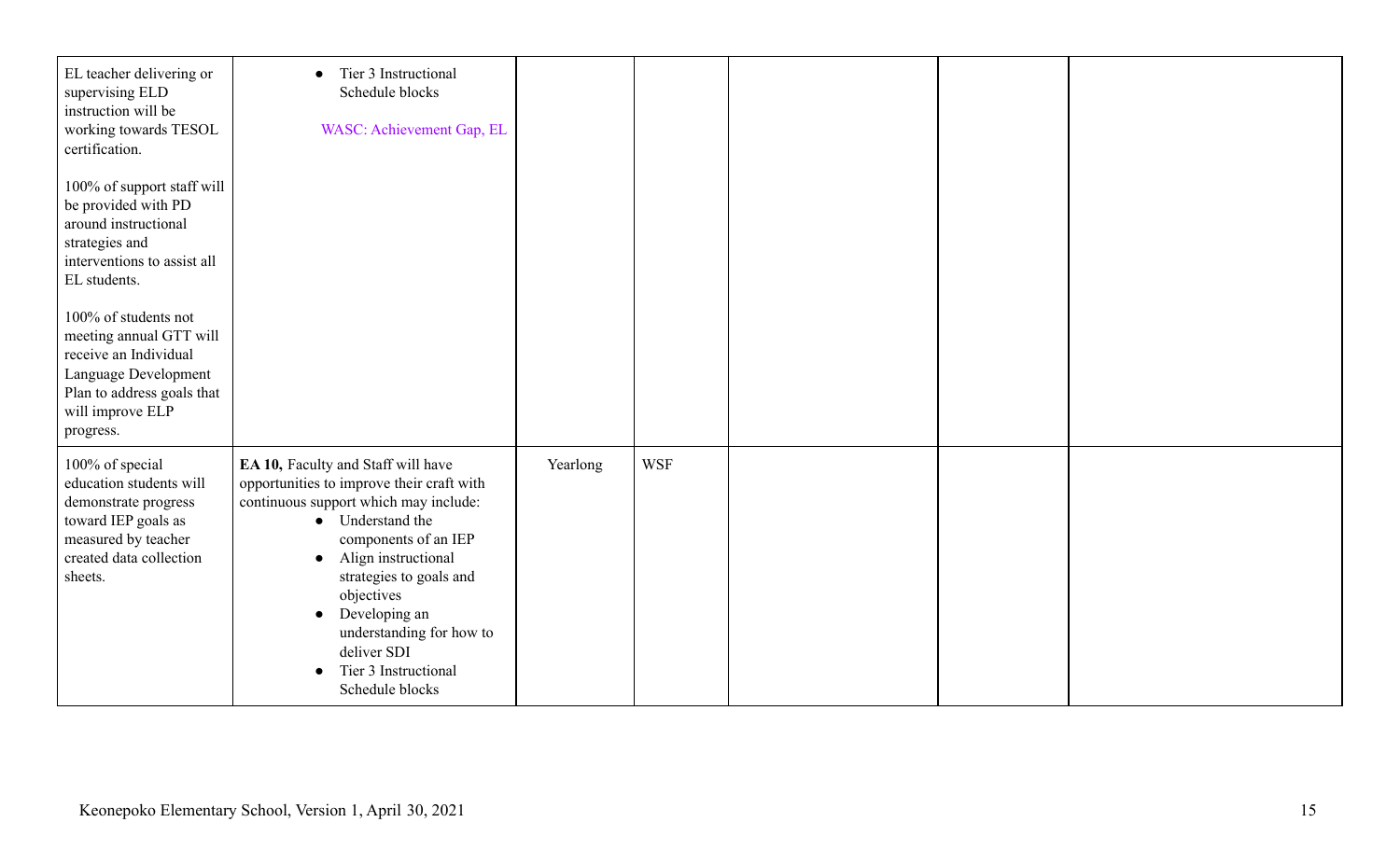| | | | | | | |
|---|---|---|---|---|---|---|
| EL teacher delivering or supervising ELD instruction will be working towards TESOL certification.<br><br>100% of support staff will be provided with PD around instructional strategies and interventions to assist all EL students.<br><br>100% of students not meeting annual GTT will receive an Individual Language Development Plan to address goals that will improve ELP progress. | • Tier 3 Instructional Schedule blocks<br><br>WASC: Achievement Gap, EL | | | | | |
| 100% of special education students will demonstrate progress toward IEP goals as measured by teacher created data collection sheets. | **EA 10,** Faculty and Staff will have opportunities to improve their craft with continuous support which may include:<br>• Understand the components of an IEP<br>• Align instructional strategies to goals and objectives<br>• Developing an understanding for how to deliver SDI<br>• Tier 3 Instructional Schedule blocks | Yearlong | WSF | | | |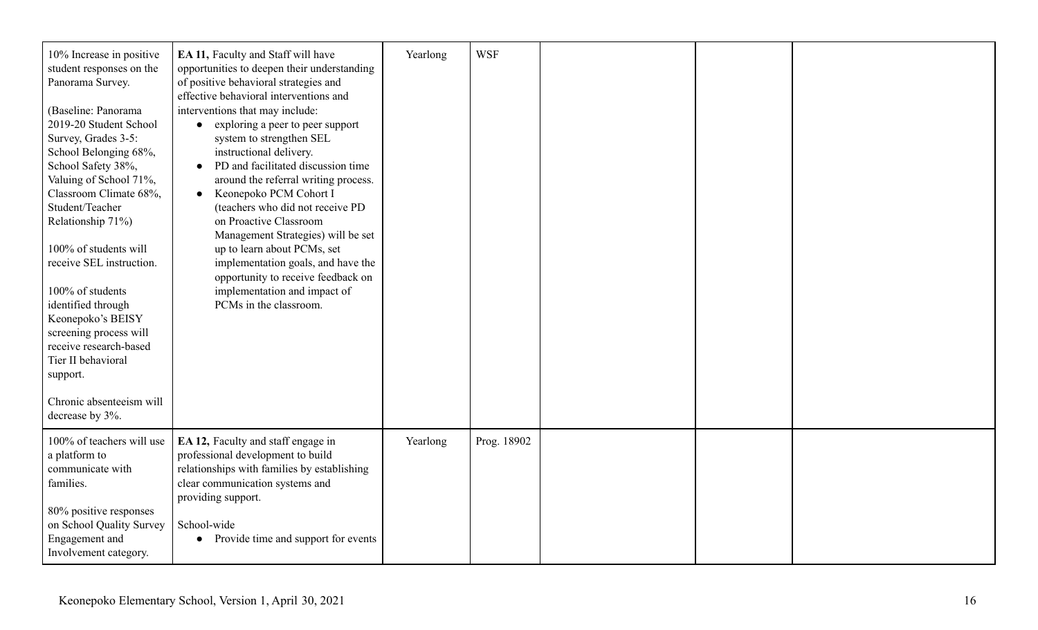| | | | | | | |
|---|---|---|---|---|---|---|
| 10% Increase in positive student responses on the Panorama Survey.<br><br>(Baseline: Panorama 2019-20 Student School Survey, Grades 3-5: School Belonging 68%, School Safety 38%, Valuing of School 71%, Classroom Climate 68%, Student/Teacher Relationship 71%)<br><br>100% of students will receive SEL instruction.<br><br>100% of students identified through Keonepoko's BEISY screening process will receive research-based Tier II behavioral support.<br><br>Chronic absenteeism will decrease by 3%. | **EA 11,** Faculty and Staff will have opportunities to deepen their understanding of positive behavioral strategies and effective behavioral interventions and interventions that may include:<br>• exploring a peer to peer support system to strengthen SEL instructional delivery.<br>• PD and facilitated discussion time around the referral writing process.<br>• Keonepoko PCM Cohort I (teachers who did not receive PD on Proactive Classroom Management Strategies) will be set up to learn about PCMs, set implementation goals, and have the opportunity to receive feedback on implementation and impact of PCMs in the classroom. | Yearlong | WSF | | | |
| 100% of teachers will use a platform to communicate with families.<br><br>80% positive responses on School Quality Survey Engagement and Involvement category. | **EA 12,** Faculty and staff engage in professional development to build relationships with families by establishing clear communication systems and providing support.<br><br>School-wide<br>• Provide time and support for events | Yearlong | Prog. 18902 | | | |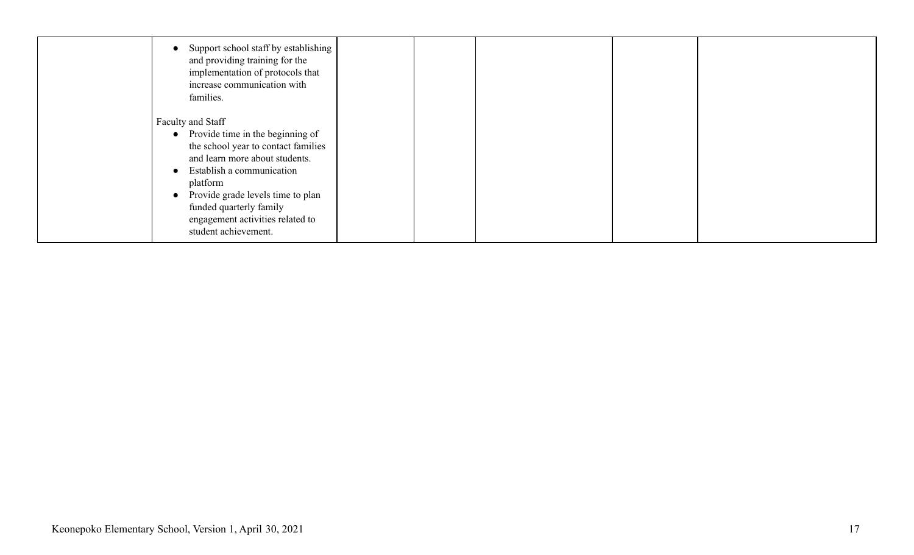| | | | | | | |
|---|---|---|---|---|---|---|
| | • Support school staff by establishing and providing training for the implementation of protocols that increase communication with families.<br><br>Faculty and Staff<br>• Provide time in the beginning of the school year to contact families and learn more about students.<br>• Establish a communication platform<br>• Provide grade levels time to plan funded quarterly family engagement activities related to student achievement. | | | | | |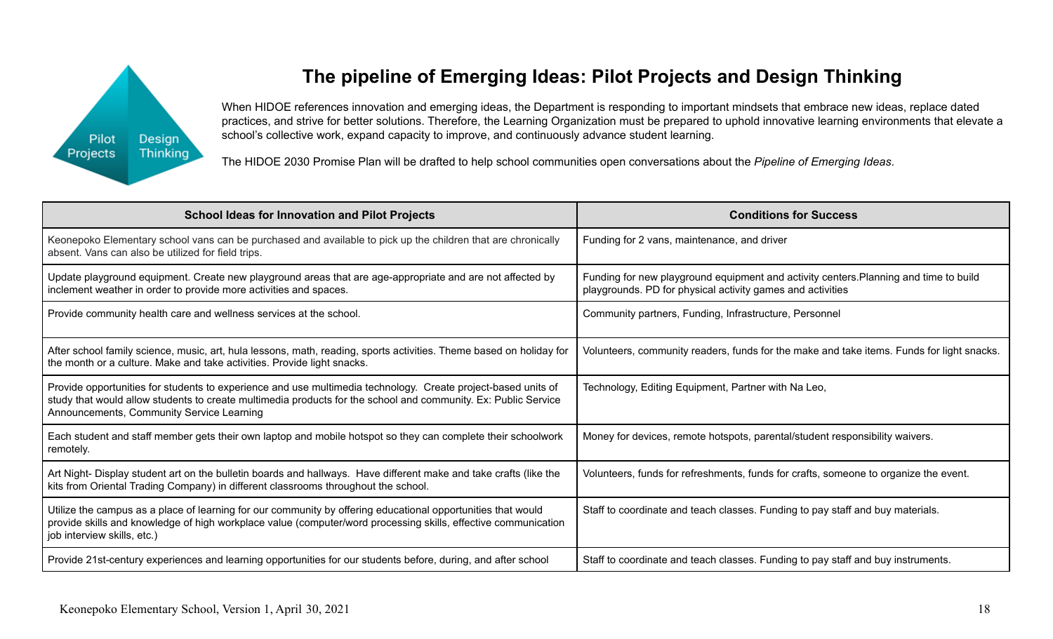# The pipeline of Emerging Ideas: Pilot Projects and Design Thinking

When HIDOE references innovation and emerging ideas, the Department is responding to important mindsets that embrace new ideas, replace dated practices, and strive for better solutions. Therefore, the Learning Organization must be prepared to uphold innovative learning environments that elevate a school's collective work, expand capacity to improve, and continuously advance student learning.

The HIDOE 2030 Promise Plan will be drafted to help school communities open conversations about the *Pipeline of Emerging Ideas*.

| School Ideas for Innovation and Pilot Projects | Conditions for Success |
|---|---|
| Keonepoko Elementary school vans can be purchased and available to pick up the children that are chronically absent. Vans can also be utilized for field trips. | Funding for 2 vans, maintenance, and driver |
| Update playground equipment. Create new playground areas that are age-appropriate and are not affected by inclement weather in order to provide more activities and spaces. | Funding for new playground equipment and activity centers.Planning and time to build playgrounds. PD for physical activity games and activities |
| Provide community health care and wellness services at the school. | Community partners, Funding, Infrastructure, Personnel |
| After school family science, music, art, hula lessons, math, reading, sports activities. Theme based on holiday for the month or a culture. Make and take activities. Provide light snacks. | Volunteers, community readers, funds for the make and take items. Funds for light snacks. |
| Provide opportunities for students to experience and use multimedia technology. Create project-based units of study that would allow students to create multimedia products for the school and community. Ex: Public Service Announcements, Community Service Learning | Technology, Editing Equipment, Partner with Na Leo, |
| Each student and staff member gets their own laptop and mobile hotspot so they can complete their schoolwork remotely. | Money for devices, remote hotspots, parental/student responsibility waivers. |
| Art Night- Display student art on the bulletin boards and hallways. Have different make and take crafts (like the kits from Oriental Trading Company) in different classrooms throughout the school. | Volunteers, funds for refreshments, funds for crafts, someone to organize the event. |
| Utilize the campus as a place of learning for our community by offering educational opportunities that would provide skills and knowledge of high workplace value (computer/word processing skills, effective communication job interview skills, etc.) | Staff to coordinate and teach classes. Funding to pay staff and buy materials. |
| Provide 21st-century experiences and learning opportunities for our students before, during, and after school | Staff to coordinate and teach classes. Funding to pay staff and buy instruments. |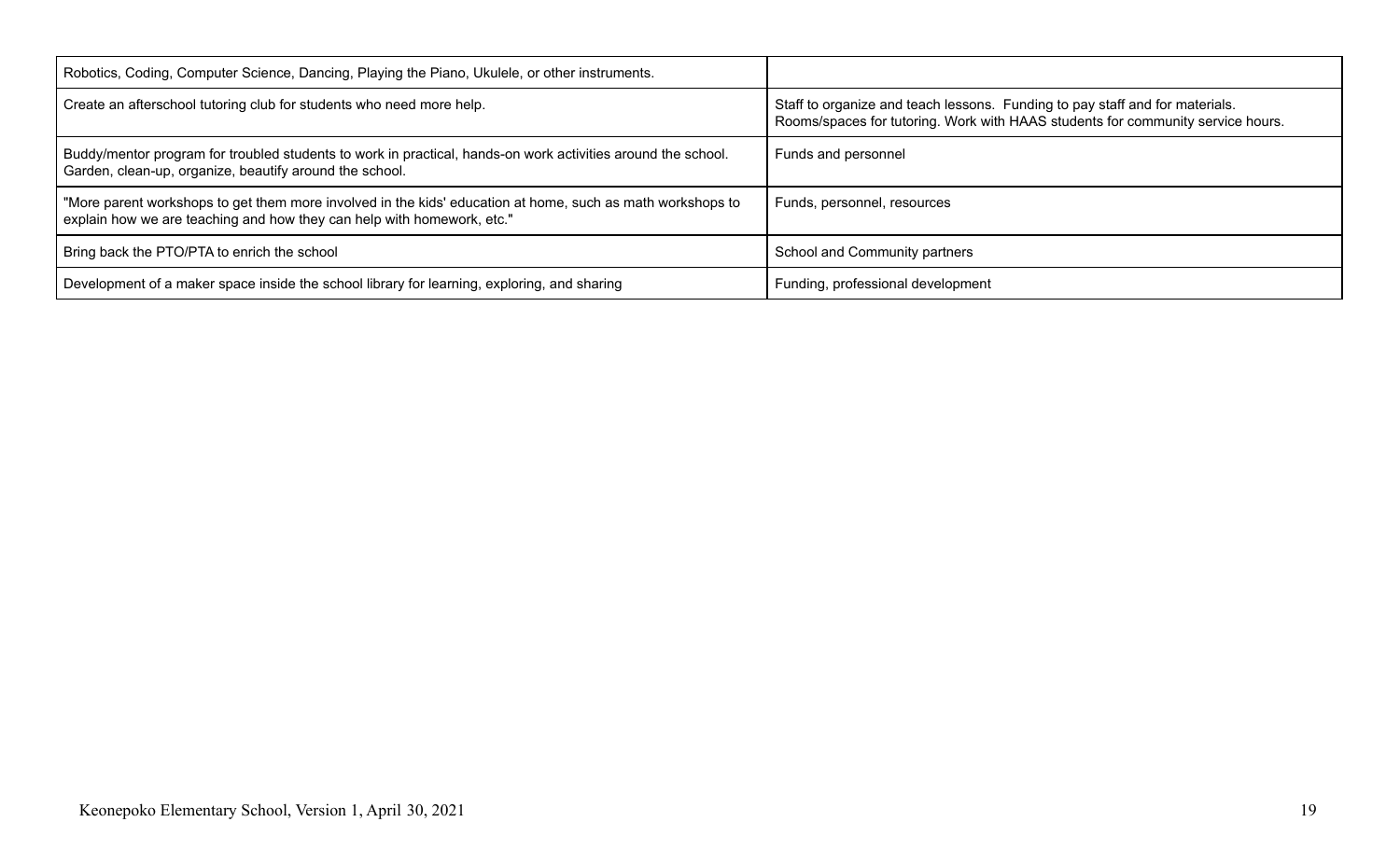| | |
|---|---|
| Robotics, Coding, Computer Science, Dancing, Playing the Piano, Ukulele, or other instruments. | |
| Create an afterschool tutoring club for students who need more help. | Staff to organize and teach lessons. Funding to pay staff and for materials. Rooms/spaces for tutoring. Work with HAAS students for community service hours. |
| Buddy/mentor program for troubled students to work in practical, hands-on work activities around the school. Garden, clean-up, organize, beautify around the school. | Funds and personnel |
| "More parent workshops to get them more involved in the kids' education at home, such as math workshops to explain how we are teaching and how they can help with homework, etc." | Funds, personnel, resources |
| Bring back the PTO/PTA to enrich the school | School and Community partners |
| Development of a maker space inside the school library for learning, exploring, and sharing | Funding, professional development |